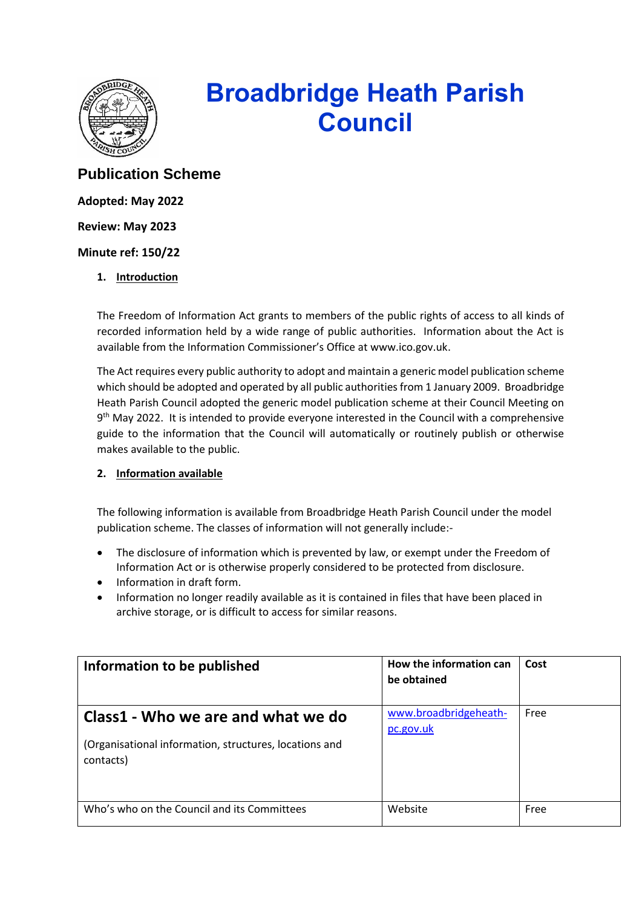# Broadbridge Heath Parish Council

## Publication Scheme

**Adopted: May 2022**

**Review: May 2023**

**Minute ref: 150/22**

1. **Introduction**

The Freedom of Information Act grants to members of the public rights of access to all kinds of recorded information held by a wide range of public authorities. Information about the Act is available from the Information Commissioner's Office at www.ico.gov.uk.

The Act requires every public authority to adopt and maintain a generic model publication scheme which should be adopted and operated by all public authorities from 1 January 2009. Broadbridge Heath Parish Council adopted the generic model publication scheme at their Council Meeting on 9th May 2022. It is intended to provide everyone interested in the Council with a comprehensive guide to the information that the Council will automatically or routinely publish or otherwise makes available to the public.

2. **Information available**

The following information is available from Broadbridge Heath Parish Council under the model publication scheme. The classes of information will not generally include:-

- The disclosure of information which is prevented by law, or exempt under the Freedom of Information Act or is otherwise properly considered to be protected from disclosure.
- Information in draft form.
- Information no longer readily available as it is contained in files that have been placed in archive storage, or is difficult to access for similar reasons.

| Information to be published | How the information can be obtained | Cost |
|---|---|---|
| **Class1 - Who we are and what we do**<br><br>(Organisational information, structures, locations and contacts) | www.broadbridgeheath-pc.gov.uk | Free |
| Who's who on the Council and its Committees | Website | Free |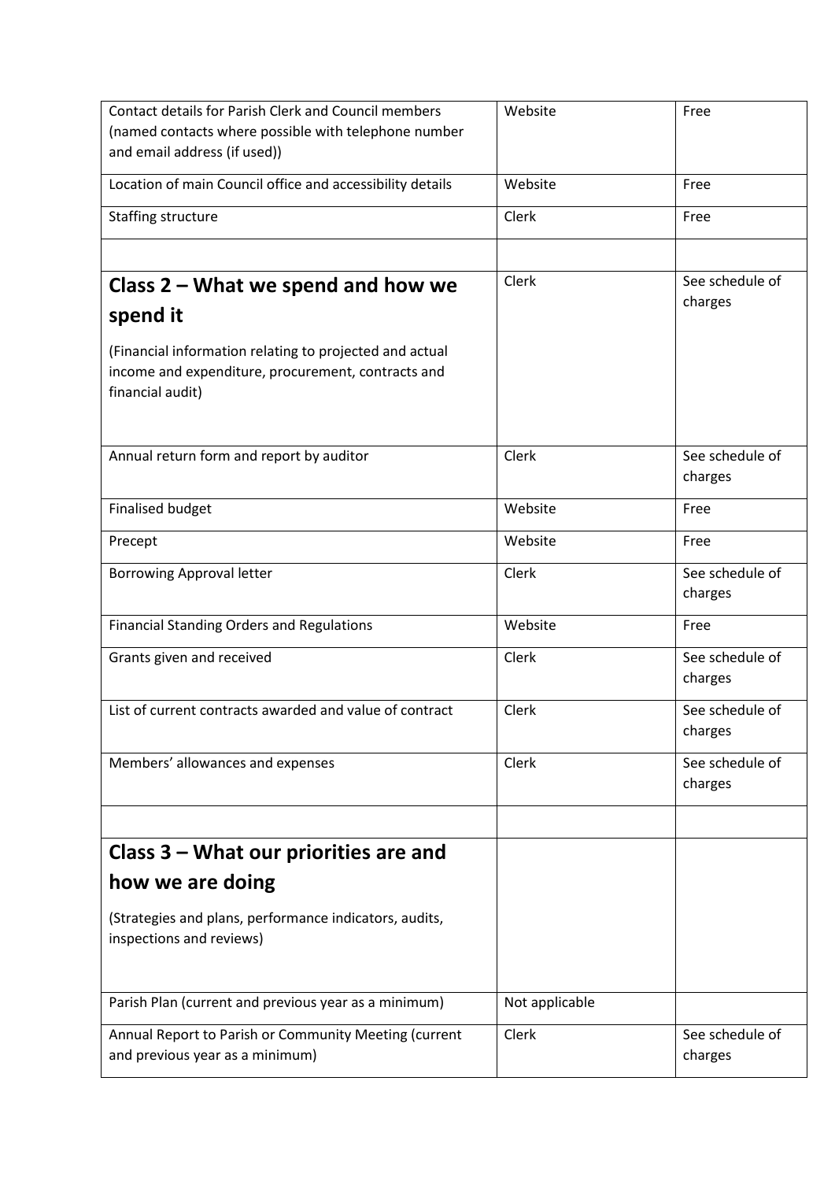| | | |
|---|---|---|
| Contact details for Parish Clerk and Council members (named contacts where possible with telephone number and email address (if used)) | Website | Free |
| Location of main Council office and accessibility details | Website | Free |
| Staffing structure | Clerk | Free |
| | | |
| **Class 2 – What we spend and how we spend it**<br><br>(Financial information relating to projected and actual income and expenditure, procurement, contracts and financial audit) | Clerk | See schedule of charges |
| Annual return form and report by auditor | Clerk | See schedule of charges |
| Finalised budget | Website | Free |
| Precept | Website | Free |
| Borrowing Approval letter | Clerk | See schedule of charges |
| Financial Standing Orders and Regulations | Website | Free |
| Grants given and received | Clerk | See schedule of charges |
| List of current contracts awarded and value of contract | Clerk | See schedule of charges |
| Members' allowances and expenses | Clerk | See schedule of charges |
| | | |
| **Class 3 – What our priorities are and how we are doing**<br><br>(Strategies and plans, performance indicators, audits, inspections and reviews) | | |
| Parish Plan (current and previous year as a minimum) | Not applicable | |
| Annual Report to Parish or Community Meeting (current and previous year as a minimum) | Clerk | See schedule of charges |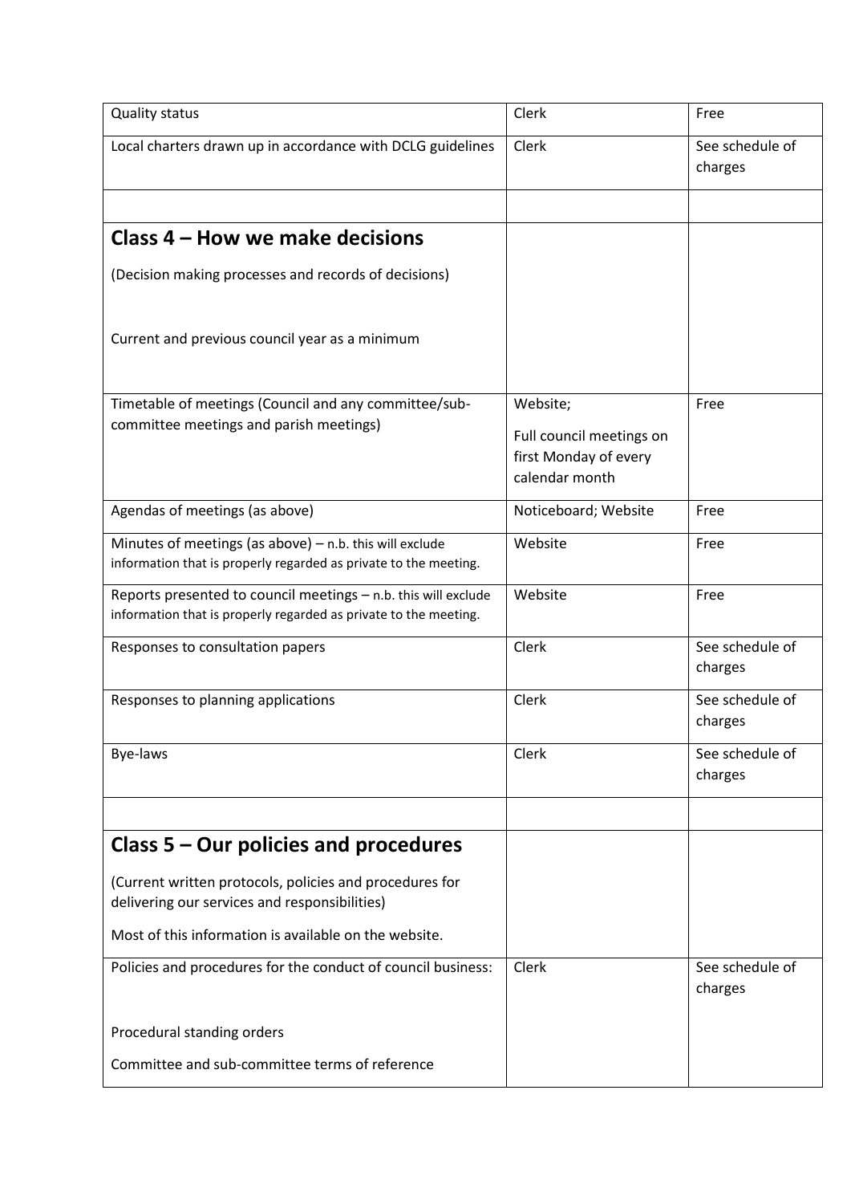| Quality status | Clerk | Free |
|---|---|---|
| Local charters drawn up in accordance with DCLG guidelines | Clerk | See schedule of charges |
| | | |
| **Class 4 – How we make decisions**<br><br>(Decision making processes and records of decisions)<br><br>Current and previous council year as a minimum | | |
| Timetable of meetings (Council and any committee/sub-committee meetings and parish meetings) | Website;<br><br>Full council meetings on first Monday of every calendar month | Free |
| Agendas of meetings (as above) | Noticeboard; Website | Free |
| Minutes of meetings (as above) – n.b. this will exclude information that is properly regarded as private to the meeting. | Website | Free |
| Reports presented to council meetings – n.b. this will exclude information that is properly regarded as private to the meeting. | Website | Free |
| Responses to consultation papers | Clerk | See schedule of charges |
| Responses to planning applications | Clerk | See schedule of charges |
| Bye-laws | Clerk | See schedule of charges |
| | | |
| **Class 5 – Our policies and procedures**<br><br>(Current written protocols, policies and procedures for delivering our services and responsibilities)<br><br>Most of this information is available on the website. | | |
| Policies and procedures for the conduct of council business:<br><br>Procedural standing orders<br><br>Committee and sub-committee terms of reference | Clerk | See schedule of charges |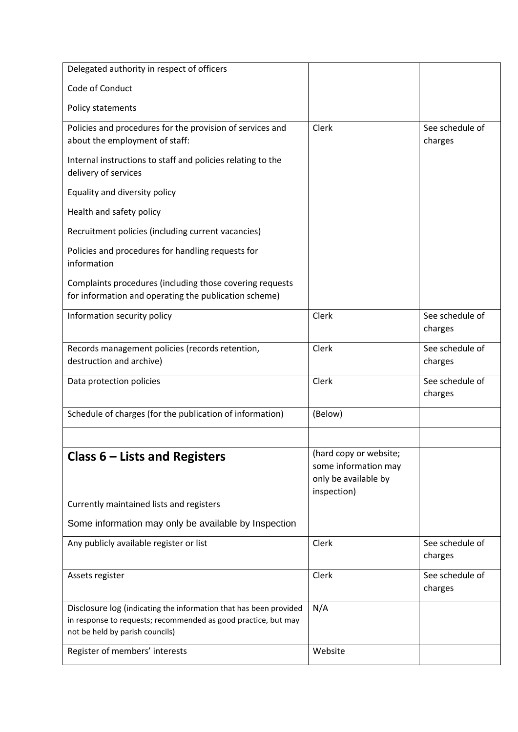| | | |
|---|---|---|
| Delegated authority in respect of officers<br><br>Code of Conduct<br><br>Policy statements | | |
| Policies and procedures for the provision of services and about the employment of staff:<br><br>Internal instructions to staff and policies relating to the delivery of services<br><br>Equality and diversity policy<br><br>Health and safety policy<br><br>Recruitment policies (including current vacancies)<br><br>Policies and procedures for handling requests for information<br><br>Complaints procedures (including those covering requests for information and operating the publication scheme) | Clerk | See schedule of charges |
| Information security policy | Clerk | See schedule of charges |
| Records management policies (records retention, destruction and archive) | Clerk | See schedule of charges |
| Data protection policies | Clerk | See schedule of charges |
| Schedule of charges (for the publication of information) | (Below) | |
| | | |
| **Class 6 – Lists and Registers**<br><br>Currently maintained lists and registers<br><br>Some information may only be available by Inspection | (hard copy or website; some information may only be available by inspection) | |
| Any publicly available register or list | Clerk | See schedule of charges |
| Assets register | Clerk | See schedule of charges |
| Disclosure log (indicating the information that has been provided in response to requests; recommended as good practice, but may not be held by parish councils) | N/A | |
| Register of members' interests | Website | |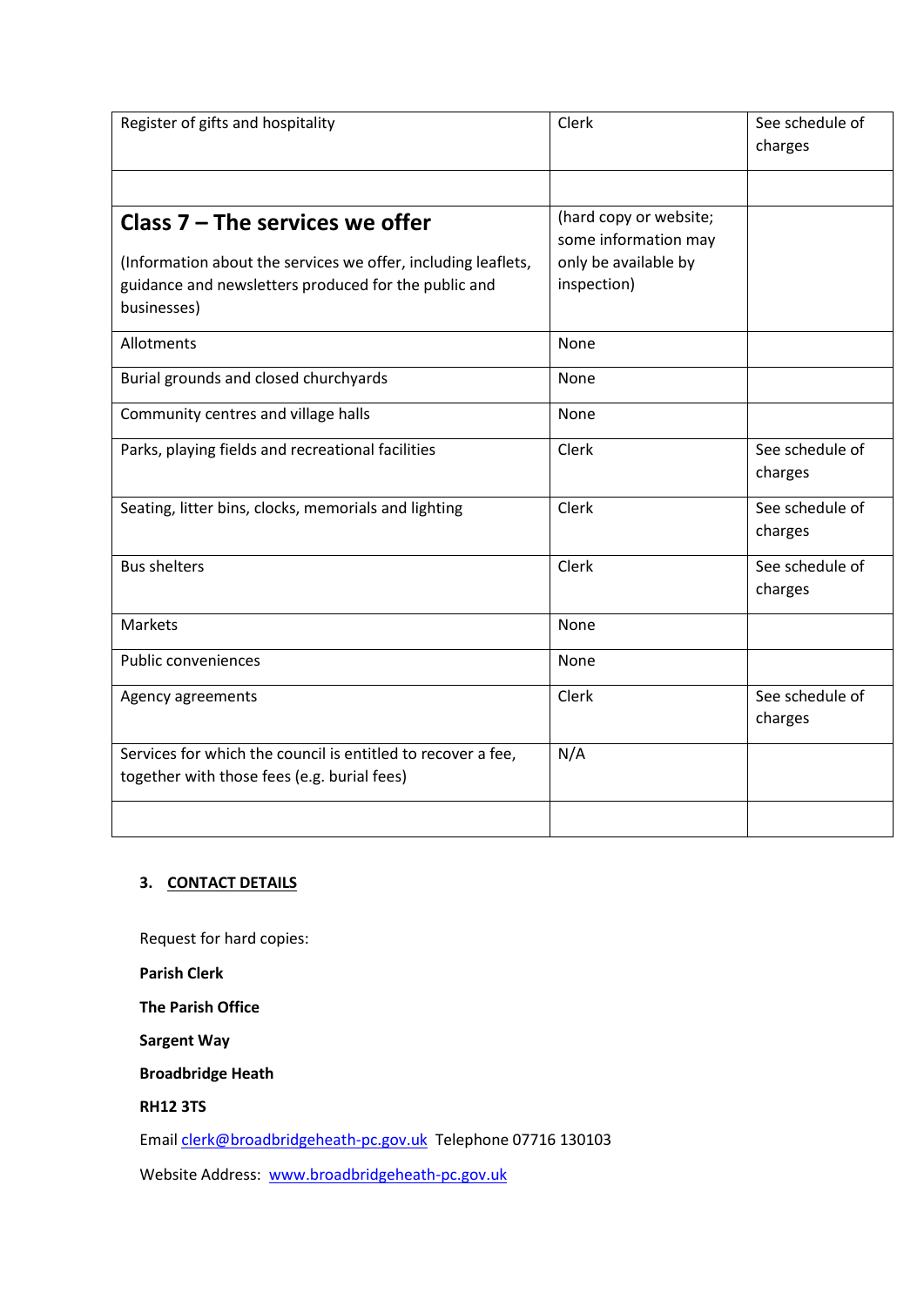| Register of gifts and hospitality | Clerk | See schedule of charges |
| --- | --- | --- |
| | | |
| **Class 7 – The services we offer**<br><br>(Information about the services we offer, including leaflets, guidance and newsletters produced for the public and businesses) | (hard copy or website; some information may only be available by inspection) | |
| Allotments | None | |
| Burial grounds and closed churchyards | None | |
| Community centres and village halls | None | |
| Parks, playing fields and recreational facilities | Clerk | See schedule of charges |
| Seating, litter bins, clocks, memorials and lighting | Clerk | See schedule of charges |
| Bus shelters | Clerk | See schedule of charges |
| Markets | None | |
| Public conveniences | None | |
| Agency agreements | Clerk | See schedule of charges |
| Services for which the council is entitled to recover a fee, together with those fees (e.g. burial fees) | N/A | |
| | | |

## 3. CONTACT DETAILS

Request for hard copies:

**Parish Clerk**

**The Parish Office**

**Sargent Way**

**Broadbridge Heath**

**RH12 3TS**

Email clerk@broadbridgeheath-pc.gov.uk Telephone 07716 130103

Website Address: www.broadbridgeheath-pc.gov.uk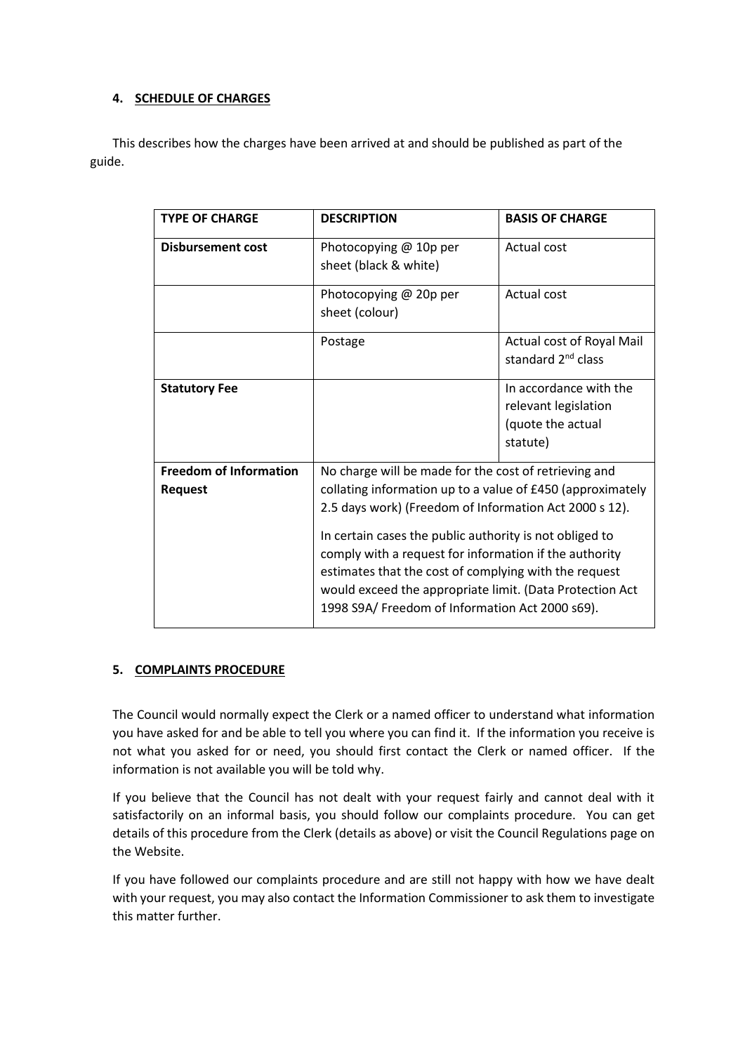#### 4. SCHEDULE OF CHARGES

This describes how the charges have been arrived at and should be published as part of the guide.

| TYPE OF CHARGE | DESCRIPTION | BASIS OF CHARGE |
|---|---|---|
| **Disbursement cost** | Photocopying @ 10p per sheet (black & white) | Actual cost |
| | Photocopying @ 20p per sheet (colour) | Actual cost |
| | Postage | Actual cost of Royal Mail standard 2nd class |
| **Statutory Fee** | | In accordance with the relevant legislation (quote the actual statute) |
| **Freedom of Information Request** | No charge will be made for the cost of retrieving and collating information up to a value of £450 (approximately 2.5 days work) (Freedom of Information Act 2000 s 12). In certain cases the public authority is not obliged to comply with a request for information if the authority estimates that the cost of complying with the request would exceed the appropriate limit. (Data Protection Act 1998 S9A/ Freedom of Information Act 2000 s69). | |

#### 5. COMPLAINTS PROCEDURE

The Council would normally expect the Clerk or a named officer to understand what information you have asked for and be able to tell you where you can find it. If the information you receive is not what you asked for or need, you should first contact the Clerk or named officer. If the information is not available you will be told why.

If you believe that the Council has not dealt with your request fairly and cannot deal with it satisfactorily on an informal basis, you should follow our complaints procedure. You can get details of this procedure from the Clerk (details as above) or visit the Council Regulations page on the Website.

If you have followed our complaints procedure and are still not happy with how we have dealt with your request, you may also contact the Information Commissioner to ask them to investigate this matter further.